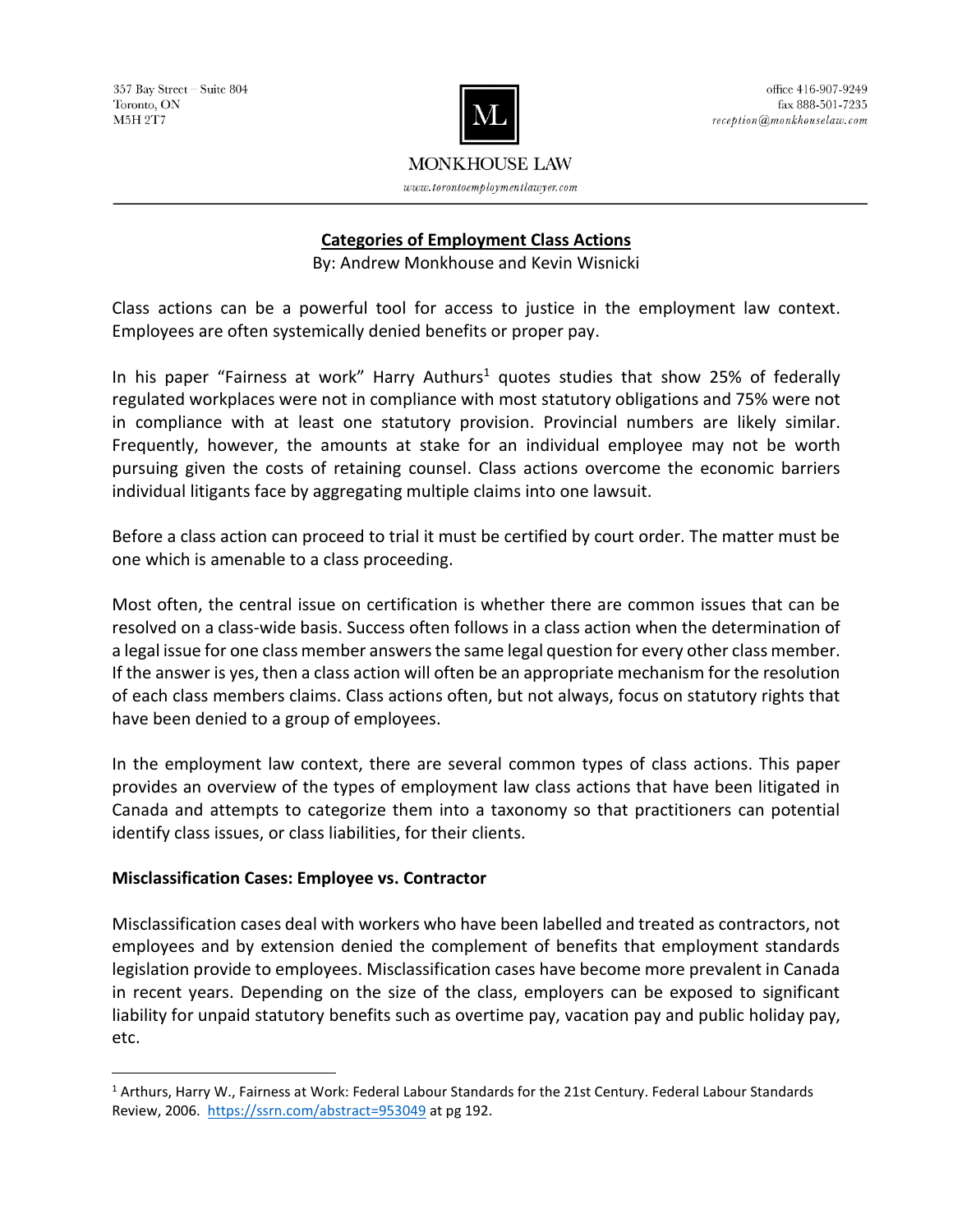357 Bay Street – Suite 804
Toronto, ON
M5H 2T7

office 416-907-9249
fax 888-501-7235
reception@monkhouselaw.com

MONKHOUSE LAW

www.torontoemploymentlawyer.com

# Categories of Employment Class Actions

By: Andrew Monkhouse and Kevin Wisnicki

Class actions can be a powerful tool for access to justice in the employment law context. Employees are often systemically denied benefits or proper pay.

In his paper "Fairness at work" Harry Authurs[1] quotes studies that show 25% of federally regulated workplaces were not in compliance with most statutory obligations and 75% were not in compliance with at least one statutory provision. Provincial numbers are likely similar. Frequently, however, the amounts at stake for an individual employee may not be worth pursuing given the costs of retaining counsel. Class actions overcome the economic barriers individual litigants face by aggregating multiple claims into one lawsuit.

Before a class action can proceed to trial it must be certified by court order. The matter must be one which is amenable to a class proceeding.

Most often, the central issue on certification is whether there are common issues that can be resolved on a class-wide basis. Success often follows in a class action when the determination of a legal issue for one class member answers the same legal question for every other class member. If the answer is yes, then a class action will often be an appropriate mechanism for the resolution of each class members claims. Class actions often, but not always, focus on statutory rights that have been denied to a group of employees.

In the employment law context, there are several common types of class actions. This paper provides an overview of the types of employment law class actions that have been litigated in Canada and attempts to categorize them into a taxonomy so that practitioners can potential identify class issues, or class liabilities, for their clients.

## Misclassification Cases: Employee vs. Contractor

Misclassification cases deal with workers who have been labelled and treated as contractors, not employees and by extension denied the complement of benefits that employment standards legislation provide to employees. Misclassification cases have become more prevalent in Canada in recent years. Depending on the size of the class, employers can be exposed to significant liability for unpaid statutory benefits such as overtime pay, vacation pay and public holiday pay, etc.

---

[1] Arthurs, Harry W., Fairness at Work: Federal Labour Standards for the 21st Century. Federal Labour Standards Review, 2006. https://ssrn.com/abstract=953049 at pg 192.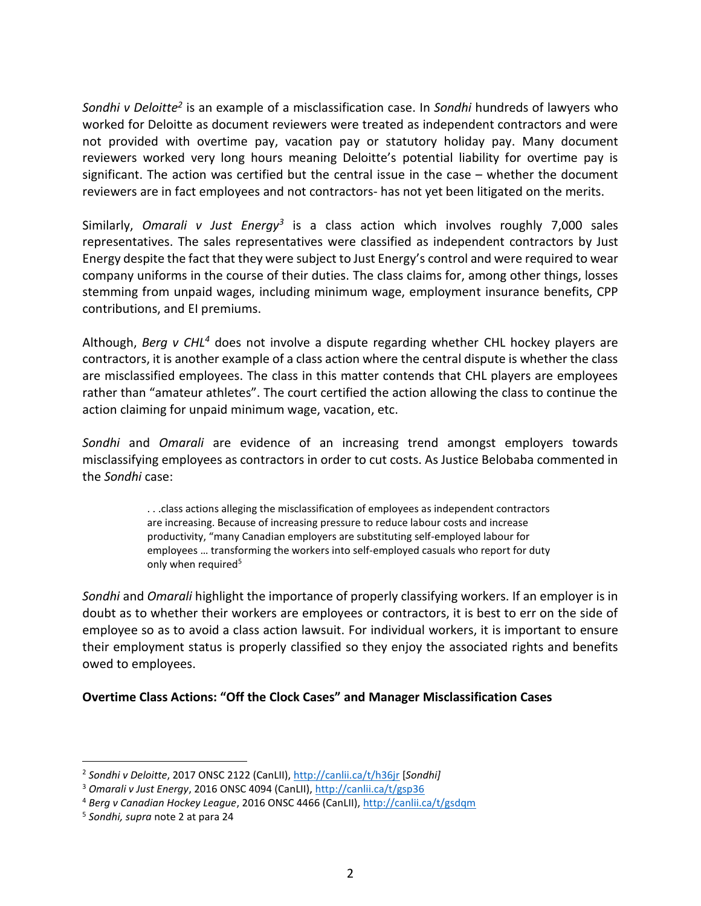*Sondhi v Deloitte*[2] is an example of a misclassification case. In *Sondhi* hundreds of lawyers who worked for Deloitte as document reviewers were treated as independent contractors and were not provided with overtime pay, vacation pay or statutory holiday pay. Many document reviewers worked very long hours meaning Deloitte's potential liability for overtime pay is significant. The action was certified but the central issue in the case – whether the document reviewers are in fact employees and not contractors- has not yet been litigated on the merits.

Similarly, *Omarali v Just Energy*[3] is a class action which involves roughly 7,000 sales representatives. The sales representatives were classified as independent contractors by Just Energy despite the fact that they were subject to Just Energy's control and were required to wear company uniforms in the course of their duties. The class claims for, among other things, losses stemming from unpaid wages, including minimum wage, employment insurance benefits, CPP contributions, and EI premiums.

Although, *Berg v CHL*[4] does not involve a dispute regarding whether CHL hockey players are contractors, it is another example of a class action where the central dispute is whether the class are misclassified employees. The class in this matter contends that CHL players are employees rather than "amateur athletes". The court certified the action allowing the class to continue the action claiming for unpaid minimum wage, vacation, etc.

*Sondhi* and *Omarali* are evidence of an increasing trend amongst employers towards misclassifying employees as contractors in order to cut costs. As Justice Belobaba commented in the *Sondhi* case:

> . . .class actions alleging the misclassification of employees as independent contractors are increasing. Because of increasing pressure to reduce labour costs and increase productivity, "many Canadian employers are substituting self-employed labour for employees … transforming the workers into self-employed casuals who report for duty only when required[5]

*Sondhi* and *Omarali* highlight the importance of properly classifying workers. If an employer is in doubt as to whether their workers are employees or contractors, it is best to err on the side of employee so as to avoid a class action lawsuit. For individual workers, it is important to ensure their employment status is properly classified so they enjoy the associated rights and benefits owed to employees.

**Overtime Class Actions: "Off the Clock Cases" and Manager Misclassification Cases**

---

[2] *Sondhi v Deloitte*, 2017 ONSC 2122 (CanLII), http://canlii.ca/t/h36jr [*Sondhi]*

[3] *Omarali v Just Energy*, 2016 ONSC 4094 (CanLII), http://canlii.ca/t/gsp36

[4] *Berg v Canadian Hockey League*, 2016 ONSC 4466 (CanLII), http://canlii.ca/t/gsdqm

[5] *Sondhi, supra* note 2 at para 24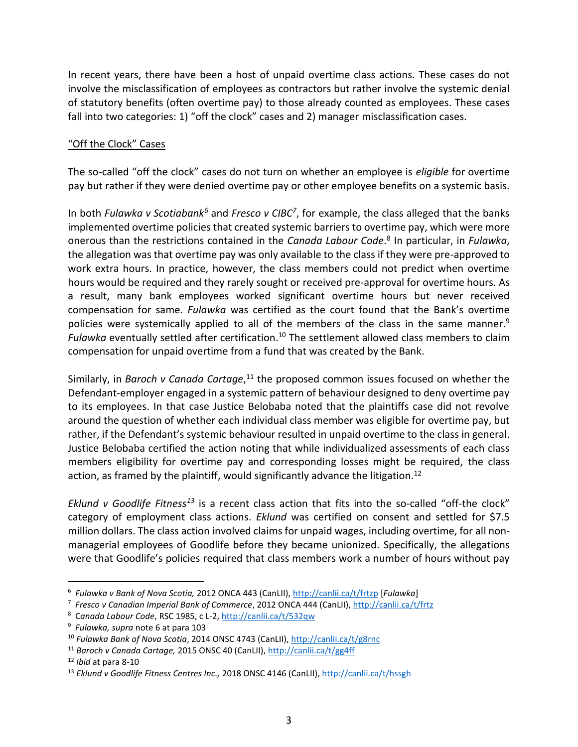In recent years, there have been a host of unpaid overtime class actions. These cases do not involve the misclassification of employees as contractors but rather involve the systemic denial of statutory benefits (often overtime pay) to those already counted as employees. These cases fall into two categories: 1) "off the clock" cases and 2) manager misclassification cases.

<u>"Off the Clock" Cases</u>

The so-called "off the clock" cases do not turn on whether an employee is *eligible* for overtime pay but rather if they were denied overtime pay or other employee benefits on a systemic basis.

In both *Fulawka v Scotiabank*[6] and *Fresco v CIBC*[7], for example, the class alleged that the banks implemented overtime policies that created systemic barriers to overtime pay, which were more onerous than the restrictions contained in the *Canada Labour Code*.[8] In particular, in *Fulawka*, the allegation was that overtime pay was only available to the class if they were pre-approved to work extra hours. In practice, however, the class members could not predict when overtime hours would be required and they rarely sought or received pre-approval for overtime hours. As a result, many bank employees worked significant overtime hours but never received compensation for same. *Fulawka* was certified as the court found that the Bank's overtime policies were systemically applied to all of the members of the class in the same manner.[9] *Fulawka* eventually settled after certification.[10] The settlement allowed class members to claim compensation for unpaid overtime from a fund that was created by the Bank.

Similarly, in *Baroch v Canada Cartage*,[11] the proposed common issues focused on whether the Defendant-employer engaged in a systemic pattern of behaviour designed to deny overtime pay to its employees. In that case Justice Belobaba noted that the plaintiffs case did not revolve around the question of whether each individual class member was eligible for overtime pay, but rather, if the Defendant's systemic behaviour resulted in unpaid overtime to the class in general. Justice Belobaba certified the action noting that while individualized assessments of each class members eligibility for overtime pay and corresponding losses might be required, the class action, as framed by the plaintiff, would significantly advance the litigation.[12]

*Eklund v Goodlife Fitness*[13] is a recent class action that fits into the so-called "off-the clock" category of employment class actions. *Eklund* was certified on consent and settled for $7.5 million dollars. The class action involved claims for unpaid wages, including overtime, for all non-managerial employees of Goodlife before they became unionized. Specifically, the allegations were that Goodlife's policies required that class members work a number of hours without pay

---

[6] *Fulawka v Bank of Nova Scotia,* 2012 ONCA 443 (CanLII), http://canlii.ca/t/frtzp [*Fulawka*]

[7] *Fresco v Canadian Imperial Bank of Commerce*, 2012 ONCA 444 (CanLII), http://canlii.ca/t/frtz

[8] *Canada Labour Code*, RSC 1985, c L-2, http://canlii.ca/t/532qw

[9] *Fulawka, supra* note 6 at para 103

[10] *Fulawka Bank of Nova Scotia*, 2014 ONSC 4743 (CanLII), http://canlii.ca/t/g8rnc

[11] *Baroch v Canada Cartage,* 2015 ONSC 40 (CanLII), http://canlii.ca/t/gg4ff

[12] *Ibid* at para 8-10

[13] *Eklund v Goodlife Fitness Centres Inc.,* 2018 ONSC 4146 (CanLII), http://canlii.ca/t/hssgh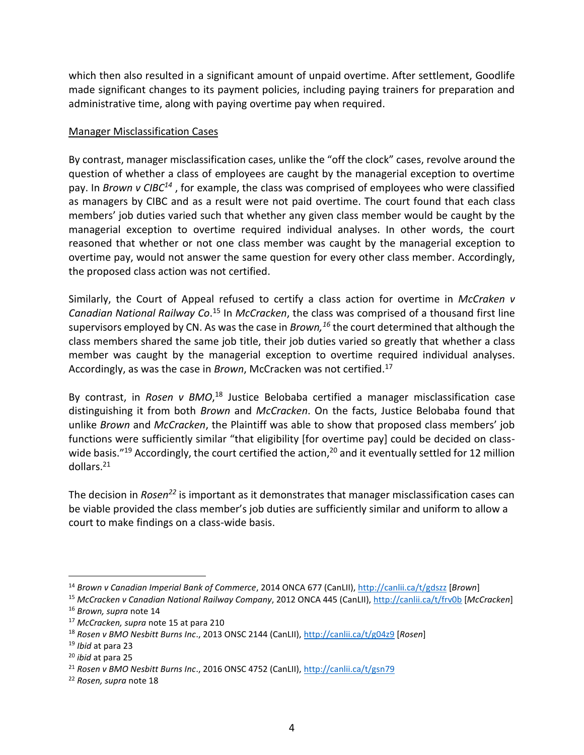which then also resulted in a significant amount of unpaid overtime. After settlement, Goodlife made significant changes to its payment policies, including paying trainers for preparation and administrative time, along with paying overtime pay when required.

## Manager Misclassification Cases

By contrast, manager misclassification cases, unlike the "off the clock" cases, revolve around the question of whether a class of employees are caught by the managerial exception to overtime pay. In *Brown v CIBC*[14] , for example, the class was comprised of employees who were classified as managers by CIBC and as a result were not paid overtime. The court found that each class members' job duties varied such that whether any given class member would be caught by the managerial exception to overtime required individual analyses. In other words, the court reasoned that whether or not one class member was caught by the managerial exception to overtime pay, would not answer the same question for every other class member. Accordingly, the proposed class action was not certified.

Similarly, the Court of Appeal refused to certify a class action for overtime in *McCraken v Canadian National Railway Co*.[15] In *McCracken*, the class was comprised of a thousand first line supervisors employed by CN. As was the case in *Brown,*[16] the court determined that although the class members shared the same job title, their job duties varied so greatly that whether a class member was caught by the managerial exception to overtime required individual analyses. Accordingly, as was the case in *Brown*, McCracken was not certified.[17]

By contrast, in *Rosen v BMO*,[18] Justice Belobaba certified a manager misclassification case distinguishing it from both *Brown* and *McCracken*. On the facts, Justice Belobaba found that unlike *Brown* and *McCracken*, the Plaintiff was able to show that proposed class members' job functions were sufficiently similar "that eligibility [for overtime pay] could be decided on class-wide basis."[19] Accordingly, the court certified the action,[20] and it eventually settled for 12 million dollars.[21]

The decision in *Rosen*[22] is important as it demonstrates that manager misclassification cases can be viable provided the class member's job duties are sufficiently similar and uniform to allow a court to make findings on a class-wide basis.

---

[14] *Brown v Canadian Imperial Bank of Commerce*, 2014 ONCA 677 (CanLII), http://canlii.ca/t/gdszz [*Brown*]

[15] *McCracken v Canadian National Railway Company*, 2012 ONCA 445 (CanLII), http://canlii.ca/t/frv0b [*McCracken*]

[16] *Brown, supra* note 14

[17] *McCracken, supra* note 15 at para 210

[18] *Rosen v BMO Nesbitt Burns Inc*., 2013 ONSC 2144 (CanLII), http://canlii.ca/t/g04z9 [*Rosen*]

[19] *Ibid* at para 23

[20] *ibid* at para 25

[21] *Rosen v BMO Nesbitt Burns Inc*., 2016 ONSC 4752 (CanLII), http://canlii.ca/t/gsn79

[22] *Rosen, supra* note 18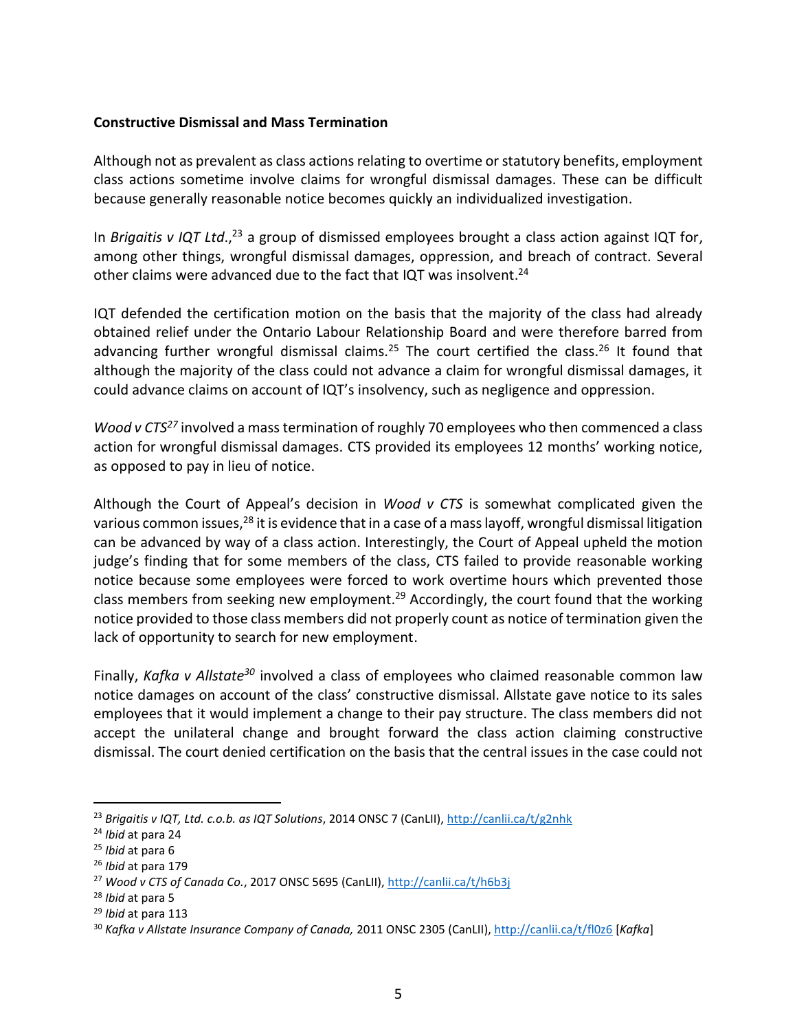**Constructive Dismissal and Mass Termination**

Although not as prevalent as class actions relating to overtime or statutory benefits, employment class actions sometime involve claims for wrongful dismissal damages. These can be difficult because generally reasonable notice becomes quickly an individualized investigation.

In *Brigaitis v IQT Ltd.*,[23] a group of dismissed employees brought a class action against IQT for, among other things, wrongful dismissal damages, oppression, and breach of contract. Several other claims were advanced due to the fact that IQT was insolvent.[24]

IQT defended the certification motion on the basis that the majority of the class had already obtained relief under the Ontario Labour Relationship Board and were therefore barred from advancing further wrongful dismissal claims.[25] The court certified the class.[26] It found that although the majority of the class could not advance a claim for wrongful dismissal damages, it could advance claims on account of IQT's insolvency, such as negligence and oppression.

*Wood v CTS*[27] involved a mass termination of roughly 70 employees who then commenced a class action for wrongful dismissal damages. CTS provided its employees 12 months' working notice, as opposed to pay in lieu of notice.

Although the Court of Appeal's decision in *Wood v CTS* is somewhat complicated given the various common issues,[28] it is evidence that in a case of a mass layoff, wrongful dismissal litigation can be advanced by way of a class action. Interestingly, the Court of Appeal upheld the motion judge's finding that for some members of the class, CTS failed to provide reasonable working notice because some employees were forced to work overtime hours which prevented those class members from seeking new employment.[29] Accordingly, the court found that the working notice provided to those class members did not properly count as notice of termination given the lack of opportunity to search for new employment.

Finally, *Kafka v Allstate*[30] involved a class of employees who claimed reasonable common law notice damages on account of the class' constructive dismissal. Allstate gave notice to its sales employees that it would implement a change to their pay structure. The class members did not accept the unilateral change and brought forward the class action claiming constructive dismissal. The court denied certification on the basis that the central issues in the case could not

---

[23] *Brigaitis v IQT, Ltd. c.o.b. as IQT Solutions*, 2014 ONSC 7 (CanLII), http://canlii.ca/t/g2nhk

[24] *Ibid* at para 24

[25] *Ibid* at para 6

[26] *Ibid* at para 179

[27] *Wood v CTS of Canada Co.*, 2017 ONSC 5695 (CanLII), http://canlii.ca/t/h6b3j

[28] *Ibid* at para 5

[29] *Ibid* at para 113

[30] *Kafka v Allstate Insurance Company of Canada,* 2011 ONSC 2305 (CanLII), http://canlii.ca/t/fl0z6 [*Kafka*]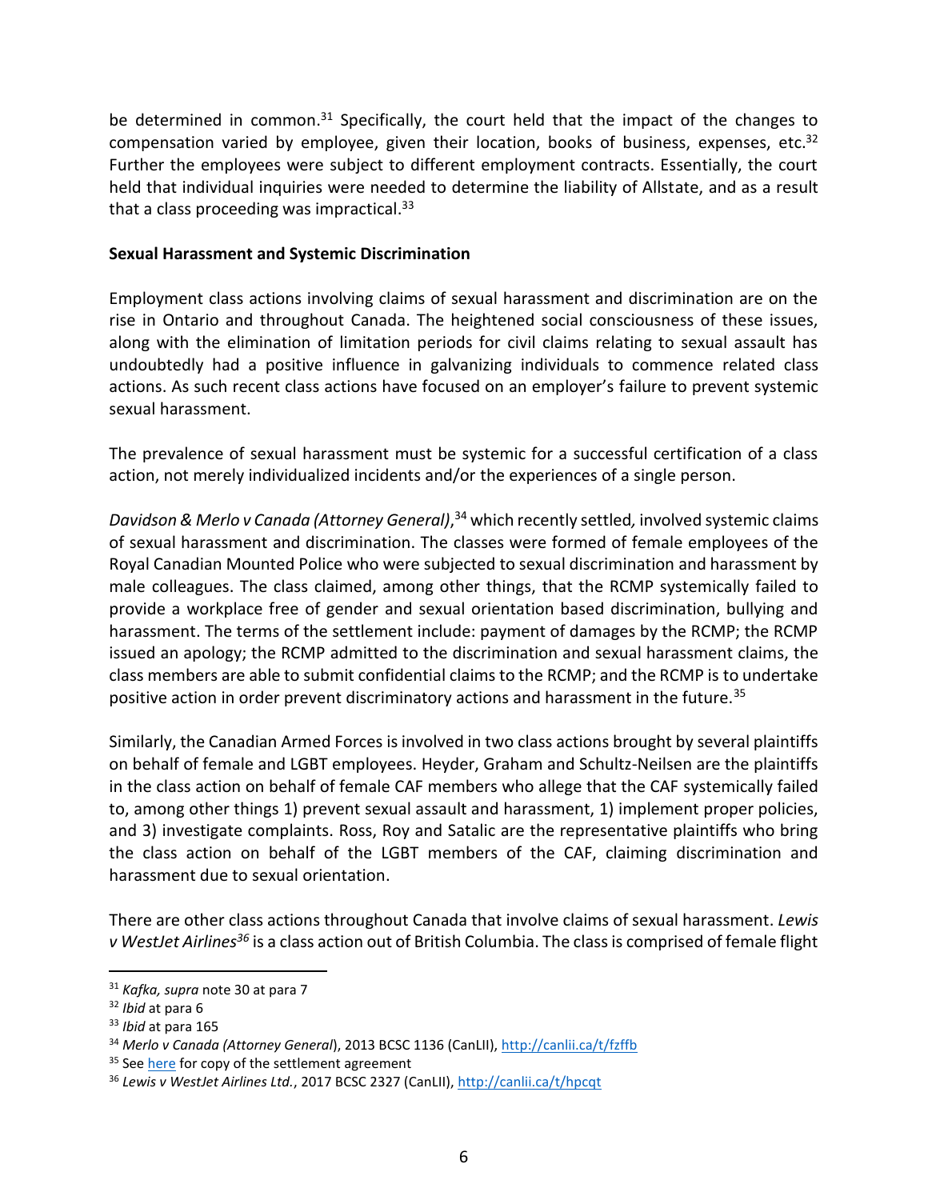be determined in common.[31] Specifically, the court held that the impact of the changes to compensation varied by employee, given their location, books of business, expenses, etc.[32] Further the employees were subject to different employment contracts. Essentially, the court held that individual inquiries were needed to determine the liability of Allstate, and as a result that a class proceeding was impractical.[33]

**Sexual Harassment and Systemic Discrimination**

Employment class actions involving claims of sexual harassment and discrimination are on the rise in Ontario and throughout Canada. The heightened social consciousness of these issues, along with the elimination of limitation periods for civil claims relating to sexual assault has undoubtedly had a positive influence in galvanizing individuals to commence related class actions. As such recent class actions have focused on an employer's failure to prevent systemic sexual harassment.

The prevalence of sexual harassment must be systemic for a successful certification of a class action, not merely individualized incidents and/or the experiences of a single person.

*Davidson & Merlo v Canada (Attorney General)*,[34] which recently settled, involved systemic claims of sexual harassment and discrimination. The classes were formed of female employees of the Royal Canadian Mounted Police who were subjected to sexual discrimination and harassment by male colleagues. The class claimed, among other things, that the RCMP systemically failed to provide a workplace free of gender and sexual orientation based discrimination, bullying and harassment. The terms of the settlement include: payment of damages by the RCMP; the RCMP issued an apology; the RCMP admitted to the discrimination and sexual harassment claims, the class members are able to submit confidential claims to the RCMP; and the RCMP is to undertake positive action in order prevent discriminatory actions and harassment in the future.[35]

Similarly, the Canadian Armed Forces is involved in two class actions brought by several plaintiffs on behalf of female and LGBT employees. Heyder, Graham and Schultz-Neilsen are the plaintiffs in the class action on behalf of female CAF members who allege that the CAF systemically failed to, among other things 1) prevent sexual assault and harassment, 1) implement proper policies, and 3) investigate complaints. Ross, Roy and Satalic are the representative plaintiffs who bring the class action on behalf of the LGBT members of the CAF, claiming discrimination and harassment due to sexual orientation.

There are other class actions throughout Canada that involve claims of sexual harassment. *Lewis v WestJet Airlines*[36] is a class action out of British Columbia. The class is comprised of female flight

---

[31] *Kafka, supra* note 30 at para 7

[32] *Ibid* at para 6

[33] *Ibid* at para 165

[34] *Merlo v Canada (Attorney General*), 2013 BCSC 1136 (CanLII), http://canlii.ca/t/fzffb

[35] See here for copy of the settlement agreement

[36] *Lewis v WestJet Airlines Ltd.*, 2017 BCSC 2327 (CanLII), http://canlii.ca/t/hpcqt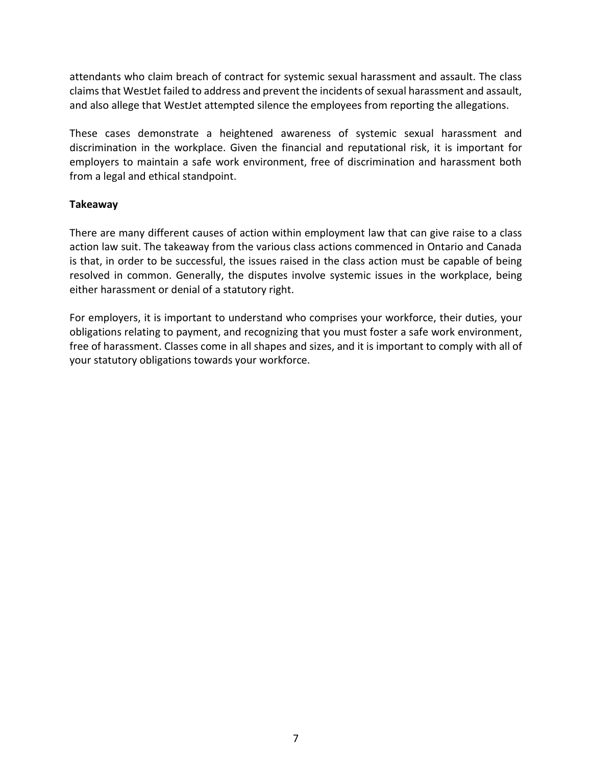attendants who claim breach of contract for systemic sexual harassment and assault. The class claims that WestJet failed to address and prevent the incidents of sexual harassment and assault, and also allege that WestJet attempted silence the employees from reporting the allegations.

These cases demonstrate a heightened awareness of systemic sexual harassment and discrimination in the workplace. Given the financial and reputational risk, it is important for employers to maintain a safe work environment, free of discrimination and harassment both from a legal and ethical standpoint.

**Takeaway**

There are many different causes of action within employment law that can give raise to a class action law suit. The takeaway from the various class actions commenced in Ontario and Canada is that, in order to be successful, the issues raised in the class action must be capable of being resolved in common. Generally, the disputes involve systemic issues in the workplace, being either harassment or denial of a statutory right.

For employers, it is important to understand who comprises your workforce, their duties, your obligations relating to payment, and recognizing that you must foster a safe work environment, free of harassment. Classes come in all shapes and sizes, and it is important to comply with all of your statutory obligations towards your workforce.